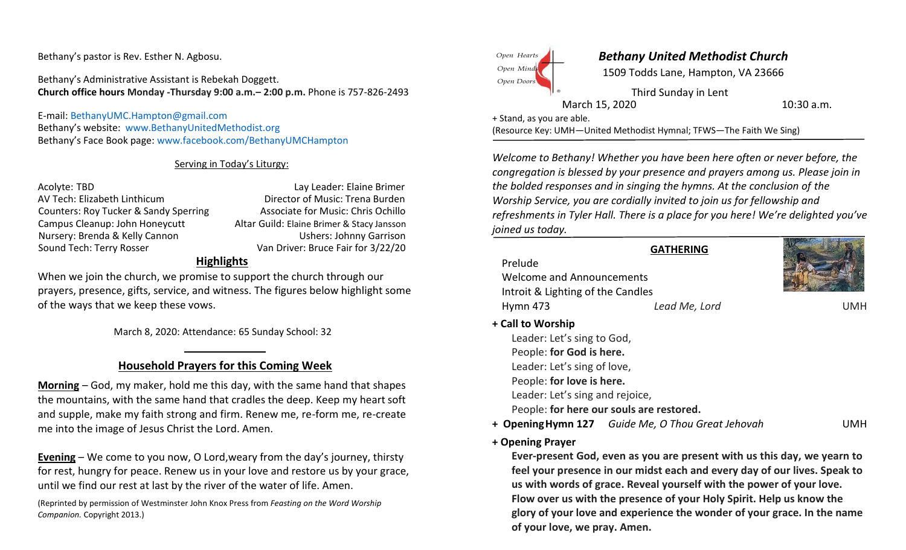Bethany's pastor is Rev. Esther N. Agbosu.

Bethany's Administrative Assistant is Rebekah Doggett.
**Church office hours Monday -Thursday 9:00 a.m.– 2:00 p.m.** Phone is 757-826-2493

E-mail: BethanyUMC.Hampton@gmail.com
Bethany's website: www.BethanyUnitedMethodist.org
Bethany's Face Book page: www.facebook.com/BethanyUMCHampton

Serving in Today's Liturgy:

Acolyte: TBD
AV Tech: Elizabeth Linthicum
Counters: Roy Tucker & Sandy Sperring
Campus Cleanup: John Honeycutt
Nursery: Brenda & Kelly Cannon
Sound Tech: Terry Rosser
Lay Leader: Elaine Brimer
Director of Music: Trena Burden
Associate for Music: Chris Ochillo
Altar Guild: Elaine Brimer & Stacy Jansson
Ushers: Johnny Garrison
Van Driver: Bruce Fair for 3/22/20

## Highlights

When we join the church, we promise to support the church through our prayers, presence, gifts, service, and witness. The figures below highlight some of the ways that we keep these vows.

March 8, 2020: Attendance: 65 Sunday School: 32

## Household Prayers for this Coming Week

**Morning** – God, my maker, hold me this day, with the same hand that shapes the mountains, with the same hand that cradles the deep. Keep my heart soft and supple, make my faith strong and firm. Renew me, re-form me, re-create me into the image of Jesus Christ the Lord. Amen.

**Evening** – We come to you now, O Lord,weary from the day's journey, thirsty for rest, hungry for peace. Renew us in your love and restore us by your grace, until we find our rest at last by the river of the water of life. Amen.

(Reprinted by permission of Westminster John Knox Press from *Feasting on the Word Worship Companion.* Copyright 2013.)

Open Hearts
Open Minds
Open Doors

# *Bethany United Methodist Church*

1509 Todds Lane, Hampton, VA 23666

Third Sunday in Lent
March 15, 2020 10:30 a.m.

+ Stand, as you are able.
(Resource Key: UMH—United Methodist Hymnal; TFWS—The Faith We Sing)

*Welcome to Bethany! Whether you have been here often or never before, the congregation is blessed by your presence and prayers among us. Please join in the bolded responses and in singing the hymns. At the conclusion of the Worship Service, you are cordially invited to join us for fellowship and refreshments in Tyler Hall. There is a place for you here! We're delighted you've joined us today.*

## GATHERING

Prelude
Welcome and Announcements
Introit & Lighting of the Candles
Hymn 473 *Lead Me, Lord* UMH

**+ Call to Worship**

Leader: Let's sing to God,
People: **for God is here.**
Leader: Let's sing of love,
People: **for love is here.**
Leader: Let's sing and rejoice,
People: **for here our souls are restored.**

**+ Opening Hymn 127** *Guide Me, O Thou Great Jehovah* UMH

**+ Opening Prayer**

**Ever-present God, even as you are present with us this day, we yearn to feel your presence in our midst each and every day of our lives. Speak to us with words of grace. Reveal yourself with the power of your love. Flow over us with the presence of your Holy Spirit. Help us know the glory of your love and experience the wonder of your grace. In the name of your love, we pray. Amen.**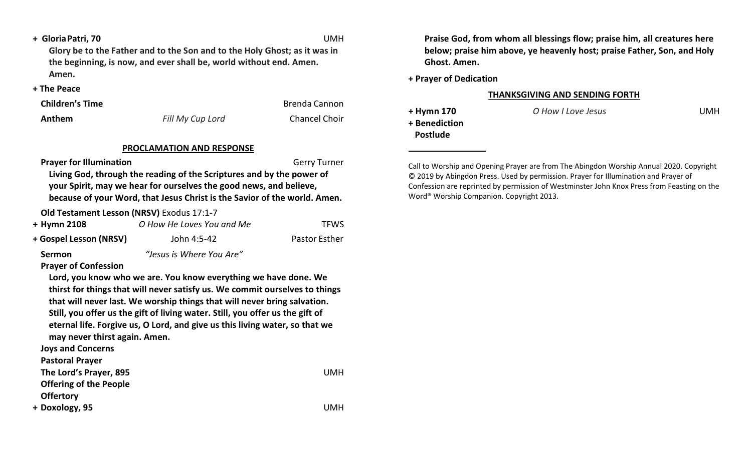**+ Gloria Patri, 70** UMH

**Glory be to the Father and to the Son and to the Holy Ghost; as it was in the beginning, is now, and ever shall be, world without end. Amen. Amen.**

**+ The Peace**

**Children's Time** Brenda Cannon

**Anthem** *Fill My Cup Lord* Chancel Choir

## PROCLAMATION AND RESPONSE

**Prayer for Illumination** Gerry Turner

**Living God, through the reading of the Scriptures and by the power of your Spirit, may we hear for ourselves the good news, and believe, because of your Word, that Jesus Christ is the Savior of the world. Amen.**

**Old Testament Lesson (NRSV)** Exodus 17:1-7

**+ Hymn 2108** *O How He Loves You and Me* TFWS

**+ Gospel Lesson (NRSV)** John 4:5-42 Pastor Esther

**Sermon** *"Jesus is Where You Are"*

**Prayer of Confession**

**Lord, you know who we are. You know everything we have done. We thirst for things that will never satisfy us. We commit ourselves to things that will never last. We worship things that will never bring salvation. Still, you offer us the gift of living water. Still, you offer us the gift of eternal life. Forgive us, O Lord, and give us this living water, so that we may never thirst again. Amen.**

**Joys and Concerns**

**Pastoral Prayer**

**The Lord's Prayer, 895** UMH

**Offering of the People**

**Offertory**

**+ Doxology, 95** UMH

**Praise God, from whom all blessings flow; praise him, all creatures here below; praise him above, ye heavenly host; praise Father, Son, and Holy Ghost. Amen.**

**+ Prayer of Dedication**

## THANKSGIVING AND SENDING FORTH

**+ Hymn 170** *O How I Love Jesus* UMH

**+ Benediction**

**Postlude**

---

Call to Worship and Opening Prayer are from The Abingdon Worship Annual 2020. Copyright © 2019 by Abingdon Press. Used by permission. Prayer for Illumination and Prayer of Confession are reprinted by permission of Westminster John Knox Press from Feasting on the Word® Worship Companion. Copyright 2013.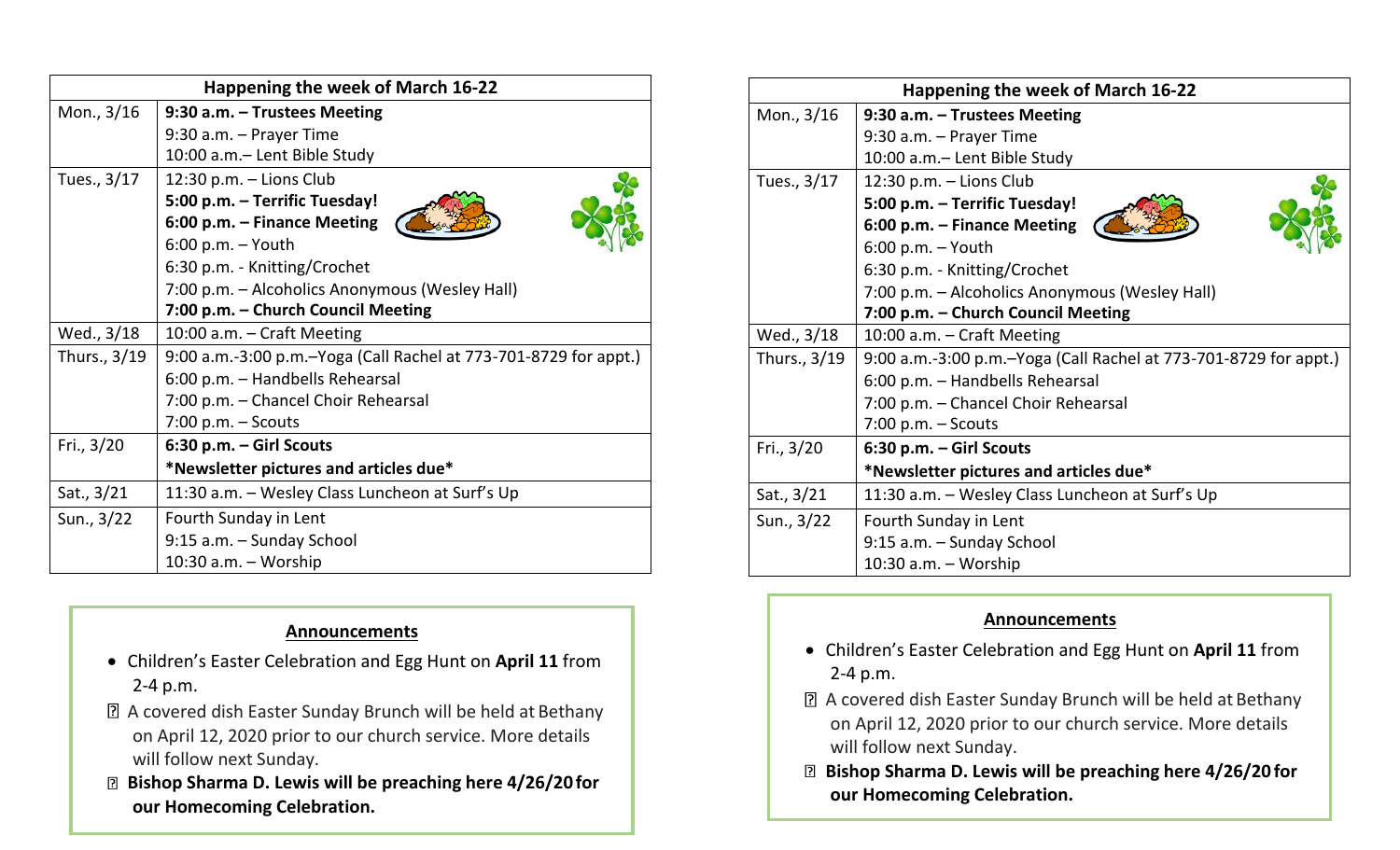| Happening the week of March 16-22 | |
|---|---|
| Mon., 3/16 | **9:30 a.m. – Trustees Meeting**<br>9:30 a.m. – Prayer Time<br>10:00 a.m.– Lent Bible Study |
| Tues., 3/17 | 12:30 p.m. – Lions Club<br>**5:00 p.m. – Terrific Tuesday!**<br>**6:00 p.m. – Finance Meeting**<br>6:00 p.m. – Youth<br>6:30 p.m. - Knitting/Crochet<br>7:00 p.m. – Alcoholics Anonymous (Wesley Hall)<br>**7:00 p.m. – Church Council Meeting** |
| Wed., 3/18 | 10:00 a.m. – Craft Meeting |
| Thurs., 3/19 | 9:00 a.m.-3:00 p.m.–Yoga (Call Rachel at 773-701-8729 for appt.)<br>6:00 p.m. – Handbells Rehearsal<br>7:00 p.m. – Chancel Choir Rehearsal<br>7:00 p.m. – Scouts |
| Fri., 3/20 | **6:30 p.m. – Girl Scouts**<br>**\*Newsletter pictures and articles due\*** |
| Sat., 3/21 | 11:30 a.m. – Wesley Class Luncheon at Surf's Up |
| Sun., 3/22 | Fourth Sunday in Lent<br>9:15 a.m. – Sunday School<br>10:30 a.m. – Worship |

## Announcements

- Children's Easter Celebration and Egg Hunt on **April 11** from 2-4 p.m.
- A covered dish Easter Sunday Brunch will be held at Bethany on April 12, 2020 prior to our church service. More details will follow next Sunday.
- **Bishop Sharma D. Lewis will be preaching here 4/26/20 for our Homecoming Celebration.**

| Happening the week of March 16-22 | |
|---|---|
| Mon., 3/16 | **9:30 a.m. – Trustees Meeting**<br>9:30 a.m. – Prayer Time<br>10:00 a.m.– Lent Bible Study |
| Tues., 3/17 | 12:30 p.m. – Lions Club<br>**5:00 p.m. – Terrific Tuesday!**<br>**6:00 p.m. – Finance Meeting**<br>6:00 p.m. – Youth<br>6:30 p.m. - Knitting/Crochet<br>7:00 p.m. – Alcoholics Anonymous (Wesley Hall)<br>**7:00 p.m. – Church Council Meeting** |
| Wed., 3/18 | 10:00 a.m. – Craft Meeting |
| Thurs., 3/19 | 9:00 a.m.-3:00 p.m.–Yoga (Call Rachel at 773-701-8729 for appt.)<br>6:00 p.m. – Handbells Rehearsal<br>7:00 p.m. – Chancel Choir Rehearsal<br>7:00 p.m. – Scouts |
| Fri., 3/20 | **6:30 p.m. – Girl Scouts**<br>**\*Newsletter pictures and articles due\*** |
| Sat., 3/21 | 11:30 a.m. – Wesley Class Luncheon at Surf's Up |
| Sun., 3/22 | Fourth Sunday in Lent<br>9:15 a.m. – Sunday School<br>10:30 a.m. – Worship |

## Announcements

- Children's Easter Celebration and Egg Hunt on **April 11** from 2-4 p.m.
- A covered dish Easter Sunday Brunch will be held at Bethany on April 12, 2020 prior to our church service. More details will follow next Sunday.
- **Bishop Sharma D. Lewis will be preaching here 4/26/20 for our Homecoming Celebration.**